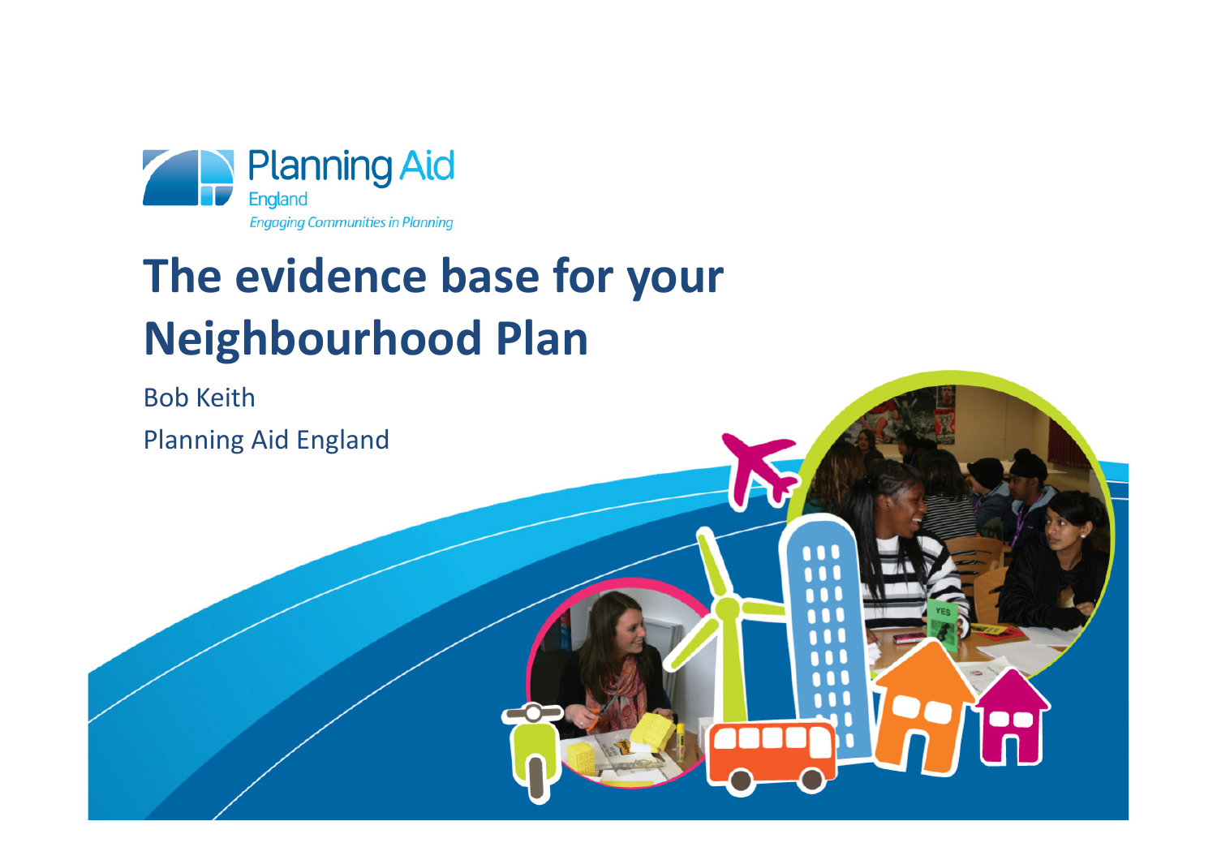Planning Aid England

*Engaging Communities in Planning*

# The evidence base for your Neighbourhood Plan

Bob Keith

Planning Aid England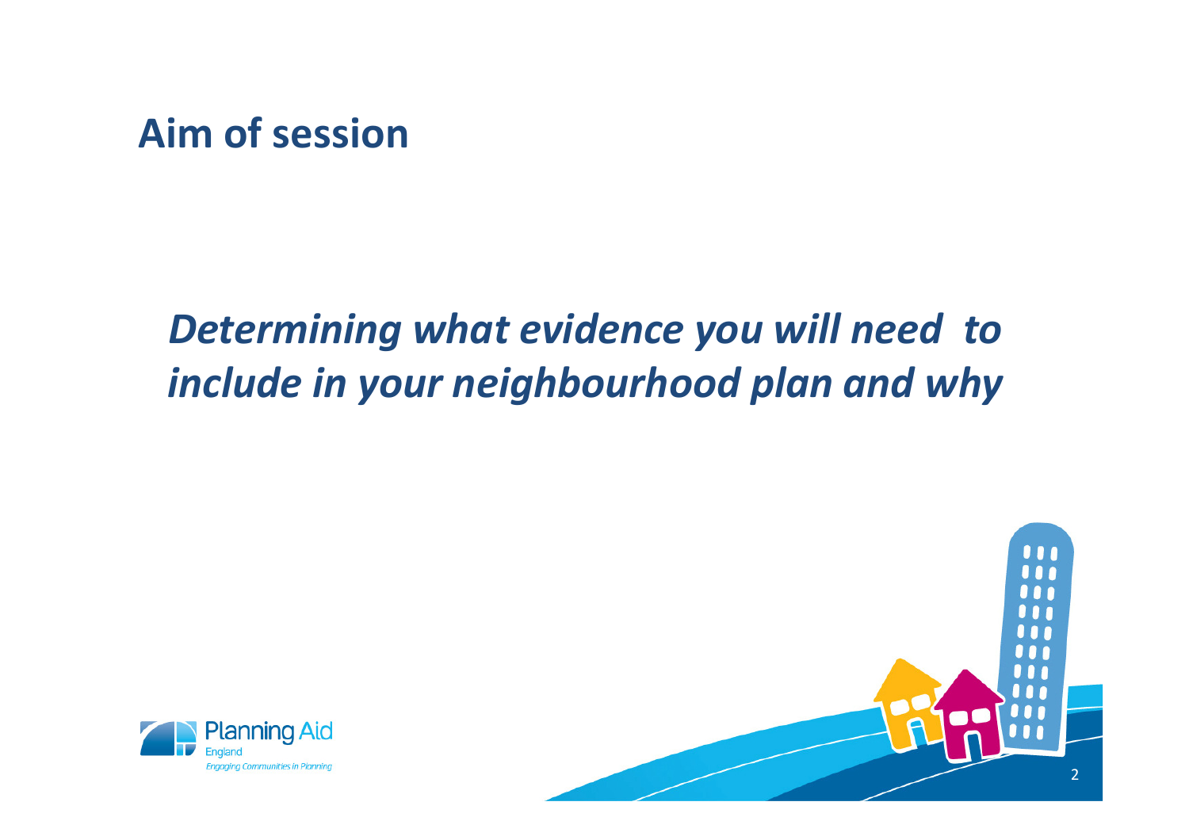## Aim of session

*Determining what evidence you will need to include in your neighbourhood plan and why*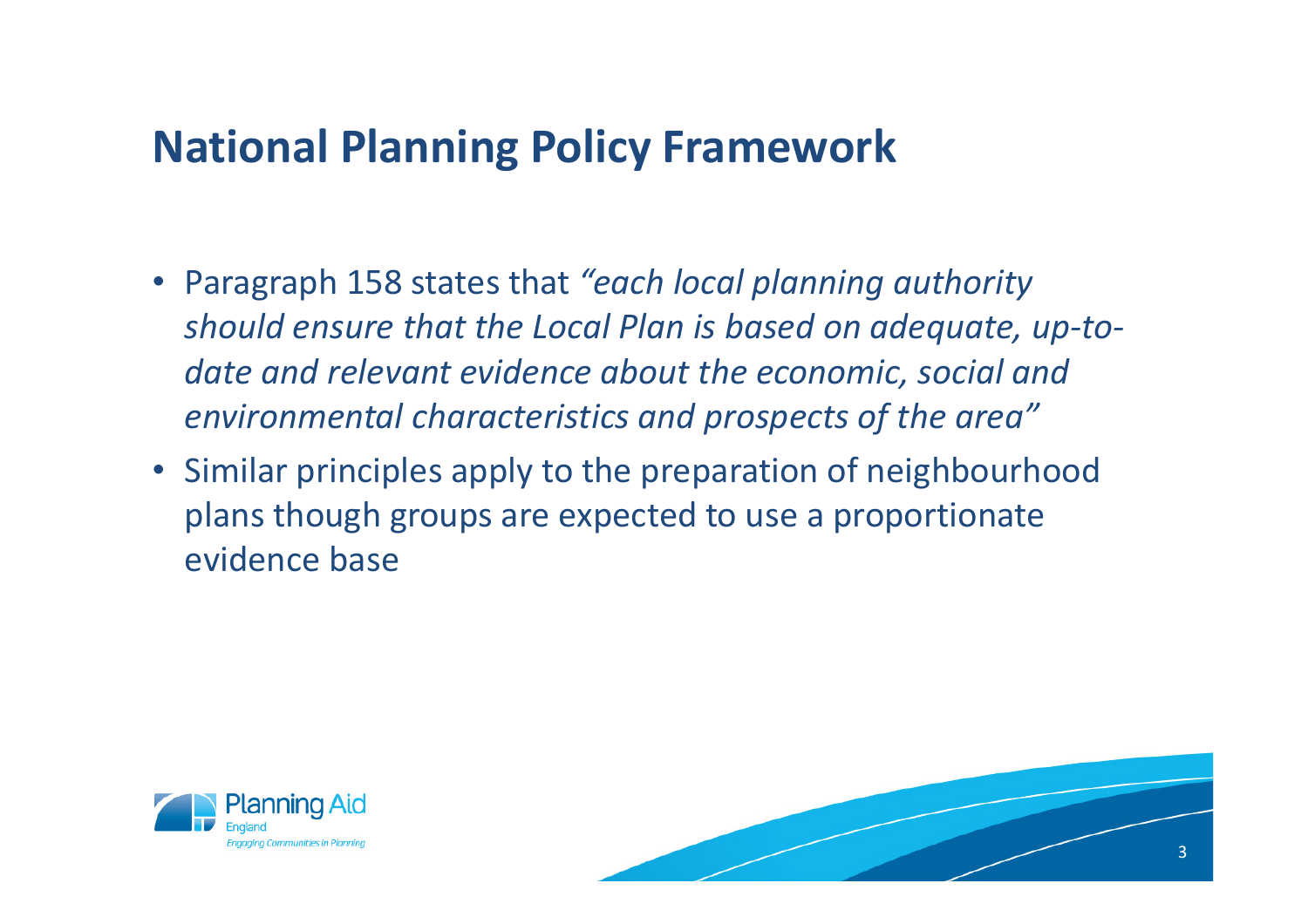## National Planning Policy Framework

- Paragraph 158 states that *"each local planning authority should ensure that the Local Plan is based on adequate, up-to-date and relevant evidence about the economic, social and environmental characteristics and prospects of the area"*
- Similar principles apply to the preparation of neighbourhood plans though groups are expected to use a proportionate evidence base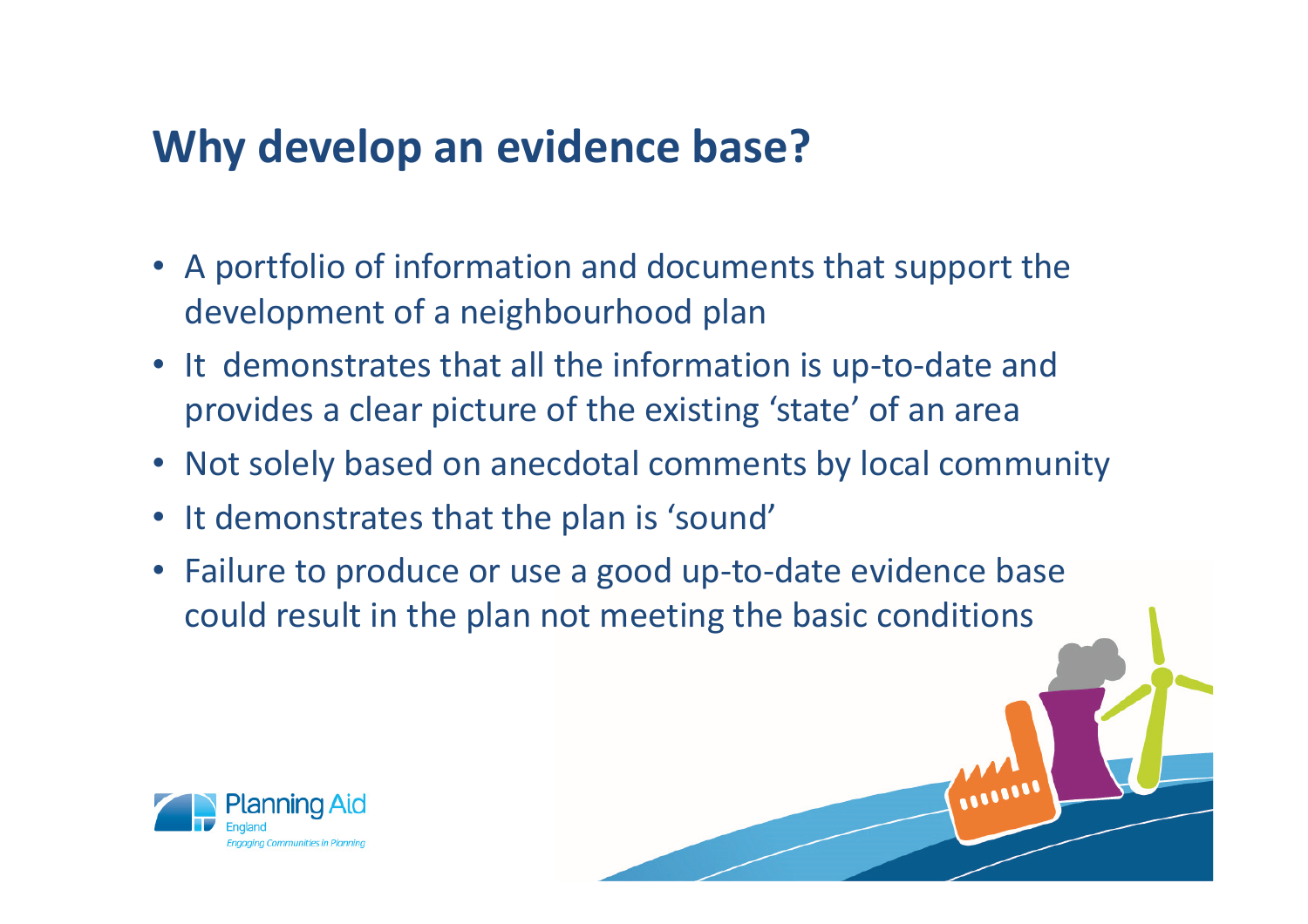## Why develop an evidence base?

- A portfolio of information and documents that support the development of a neighbourhood plan
- It demonstrates that all the information is up-to-date and provides a clear picture of the existing 'state' of an area
- Not solely based on anecdotal comments by local community
- It demonstrates that the plan is 'sound'
- Failure to produce or use a good up-to-date evidence base could result in the plan not meeting the basic conditions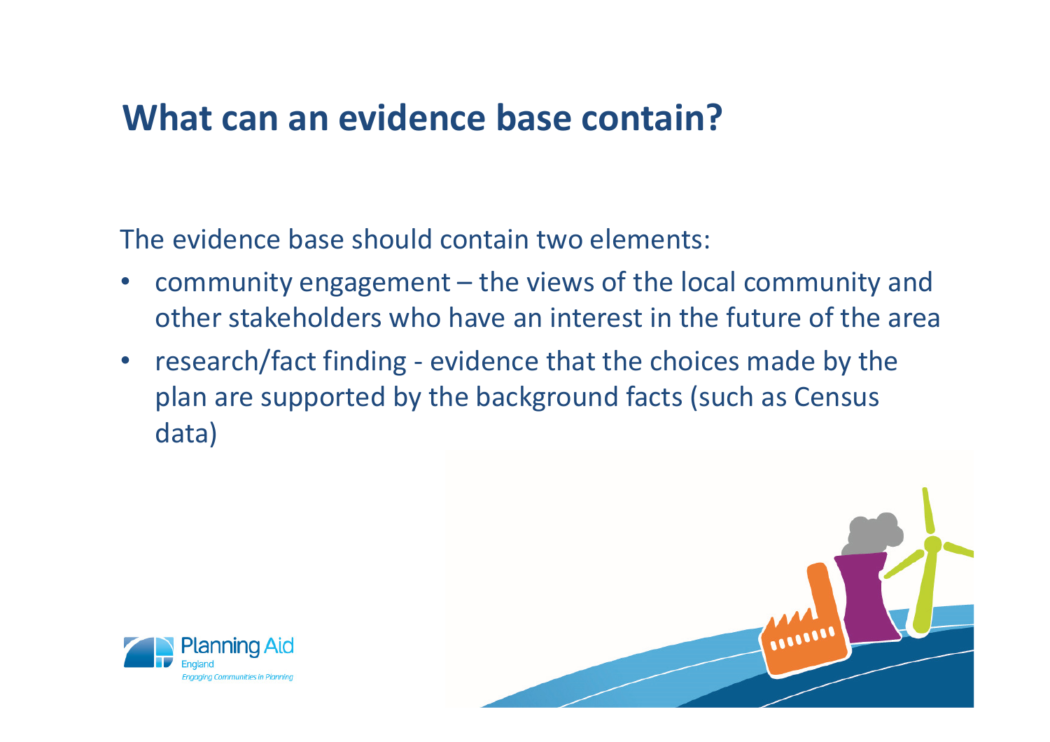# What can an evidence base contain?

The evidence base should contain two elements:

- community engagement – the views of the local community and other stakeholders who have an interest in the future of the area
- research/fact finding - evidence that the choices made by the plan are supported by the background facts (such as Census data)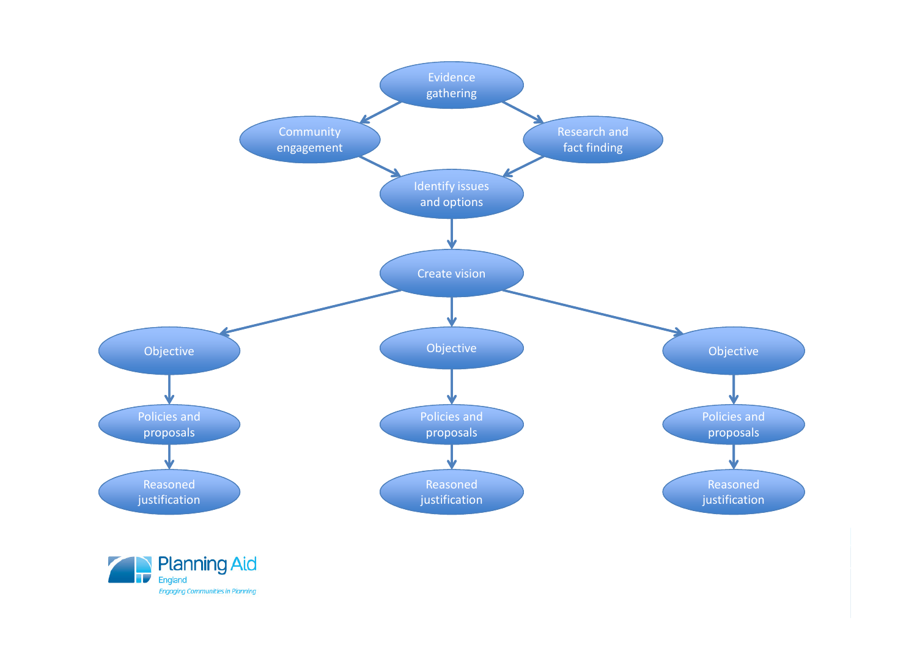Evidence gathering

Community engagement

Research and fact finding

Identify issues and options

Create vision

Objective

Policies and proposals

Reasoned justification

Objective

Policies and proposals

Reasoned justification

Objective

Policies and proposals

Reasoned justification

Planning Aid England

*Engaging Communities in Planning*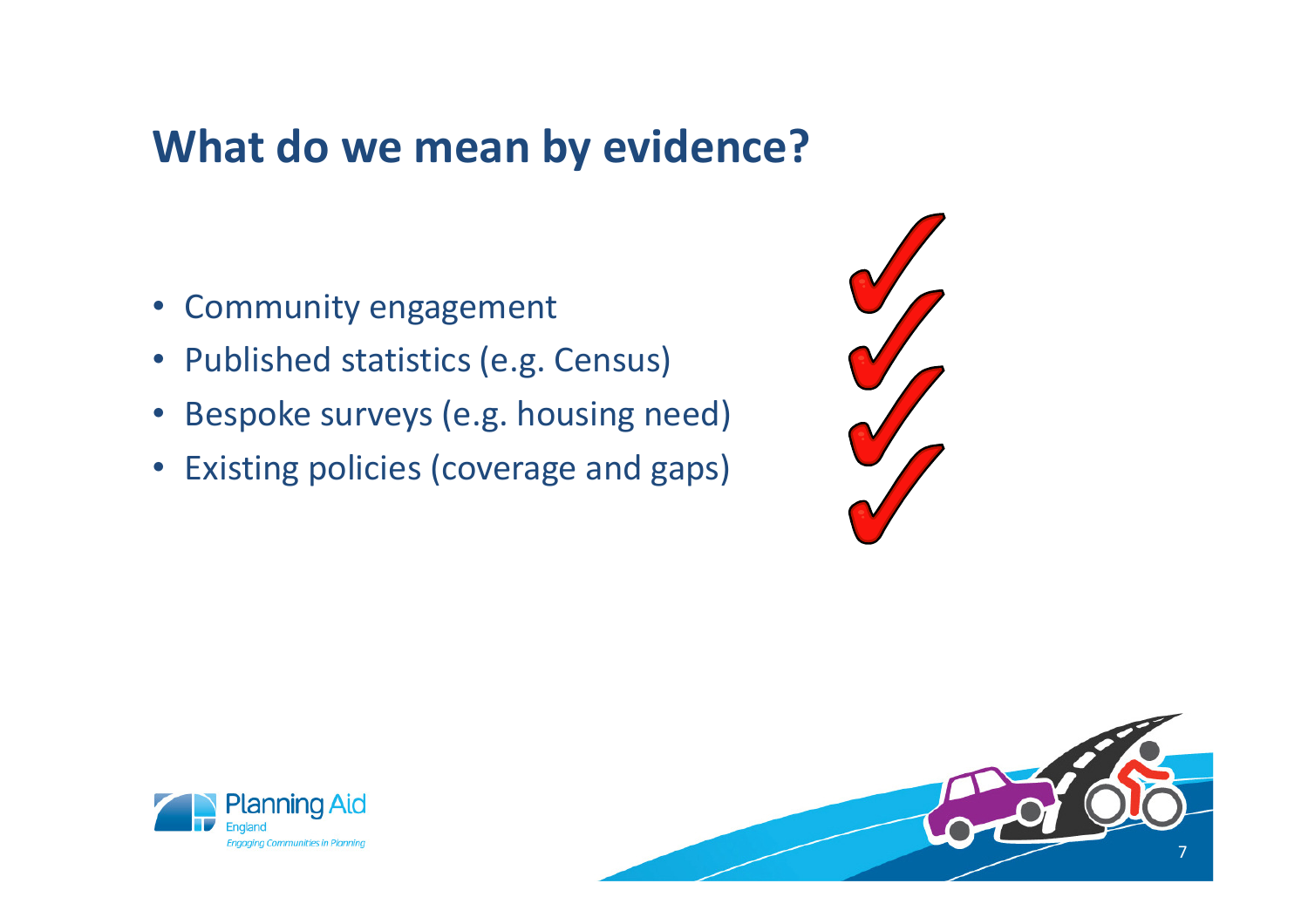## What do we mean by evidence?

- Community engagement
- Published statistics (e.g. Census)
- Bespoke surveys (e.g. housing need)
- Existing policies (coverage and gaps)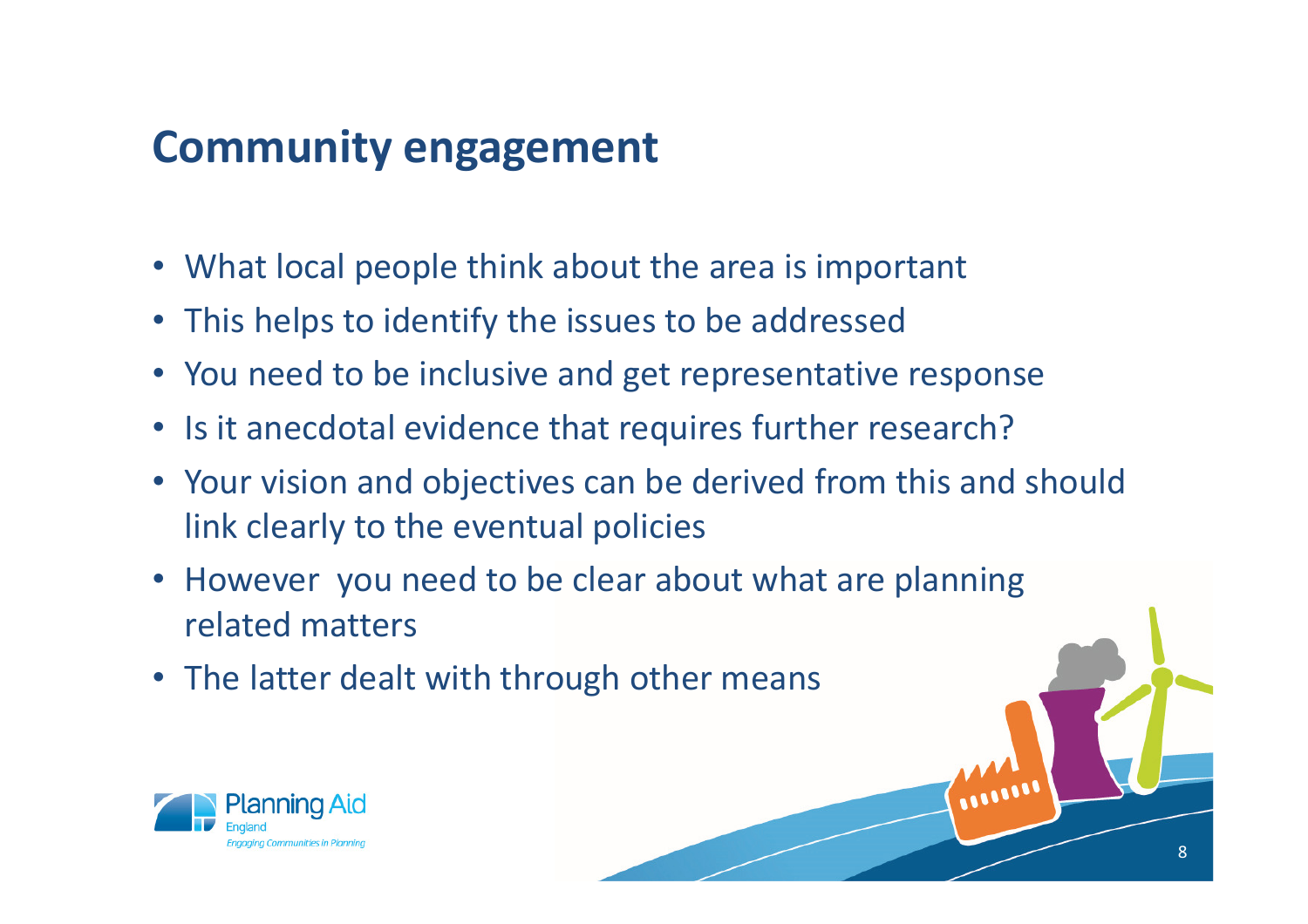## Community engagement

- What local people think about the area is important
- This helps to identify the issues to be addressed
- You need to be inclusive and get representative response
- Is it anecdotal evidence that requires further research?
- Your vision and objectives can be derived from this and should link clearly to the eventual policies
- However you need to be clear about what are planning related matters
- The latter dealt with through other means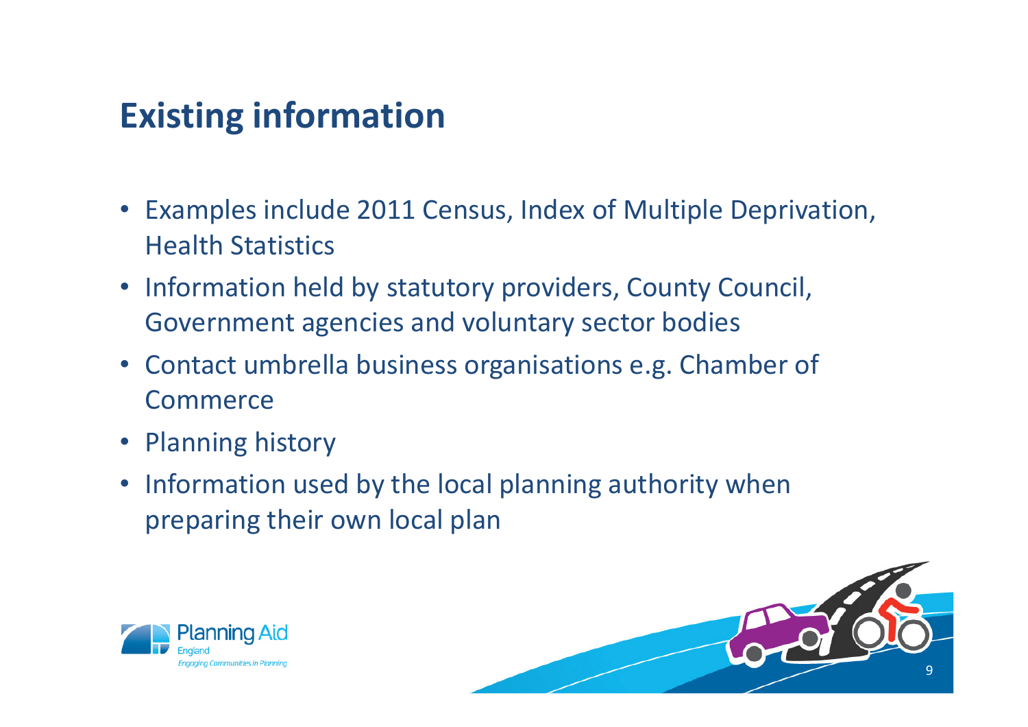# Existing information

- Examples include 2011 Census, Index of Multiple Deprivation, Health Statistics
- Information held by statutory providers, County Council, Government agencies and voluntary sector bodies
- Contact umbrella business organisations e.g. Chamber of Commerce
- Planning history
- Information used by the local planning authority when preparing their own local plan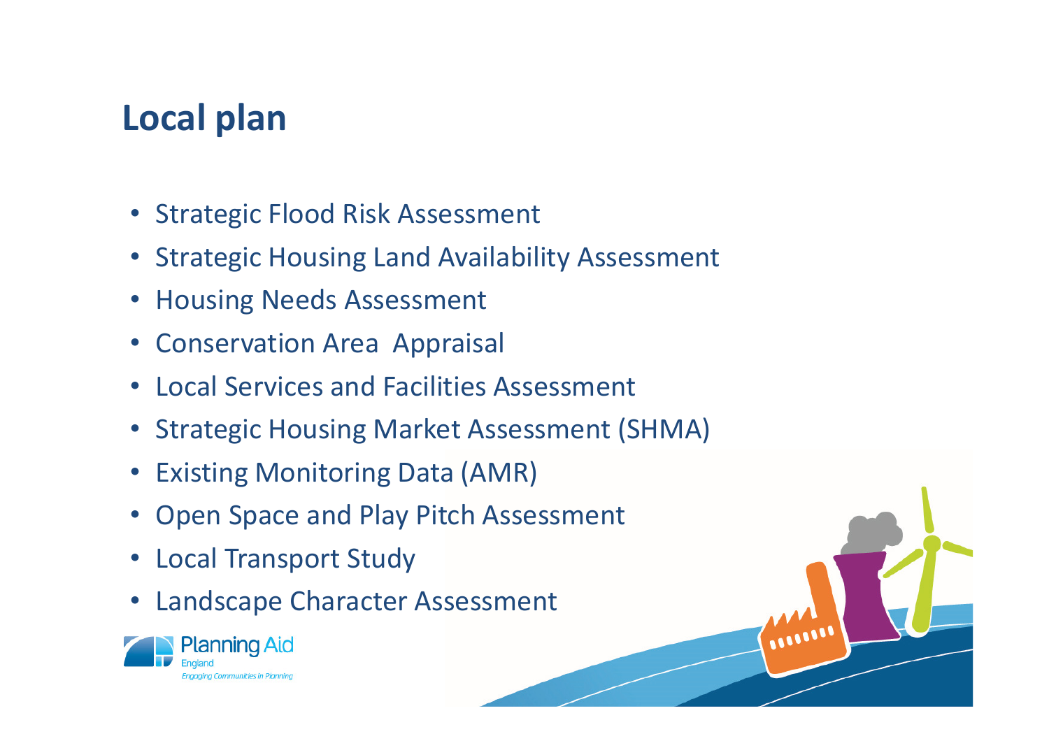## Local plan

- Strategic Flood Risk Assessment
- Strategic Housing Land Availability Assessment
- Housing Needs Assessment
- Conservation Area Appraisal
- Local Services and Facilities Assessment
- Strategic Housing Market Assessment (SHMA)
- Existing Monitoring Data (AMR)
- Open Space and Play Pitch Assessment
- Local Transport Study
- Landscape Character Assessment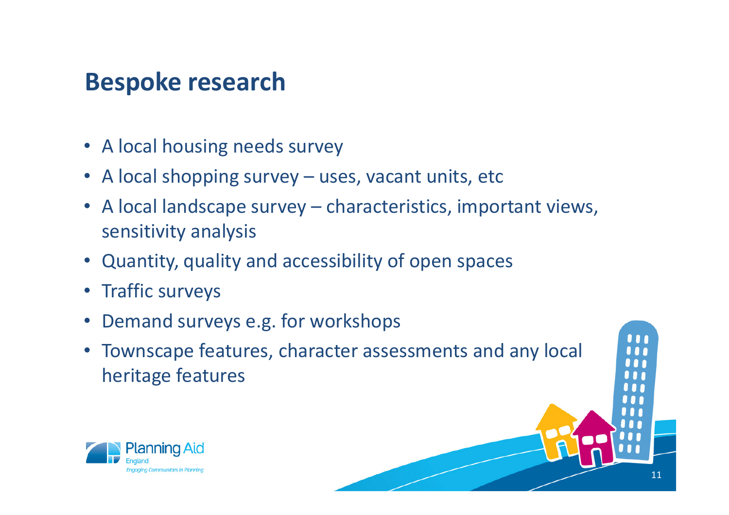## Bespoke research

- A local housing needs survey
- A local shopping survey – uses, vacant units, etc
- A local landscape survey – characteristics, important views, sensitivity analysis
- Quantity, quality and accessibility of open spaces
- Traffic surveys
- Demand surveys e.g. for workshops
- Townscape features, character assessments and any local heritage features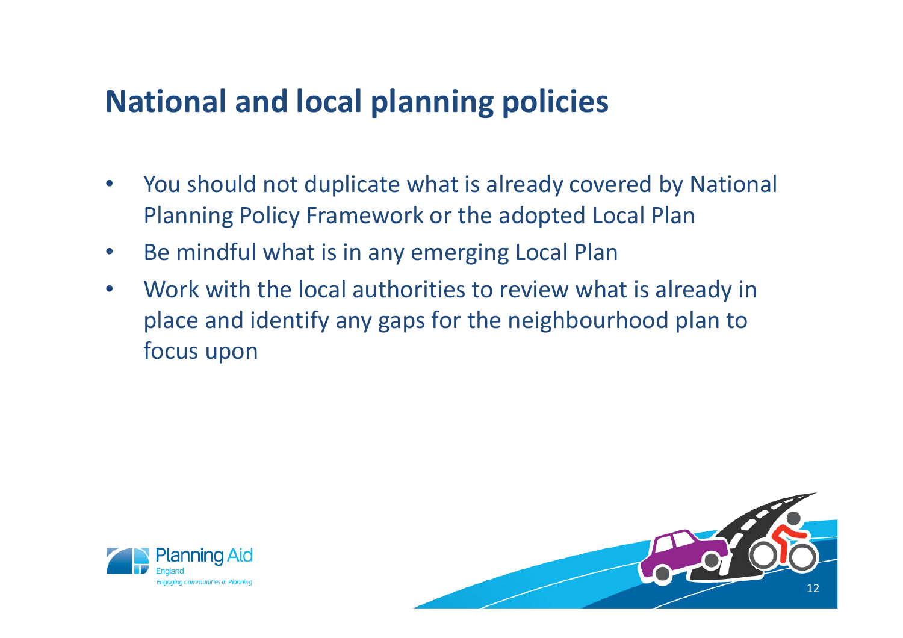# National and local planning policies

- You should not duplicate what is already covered by National Planning Policy Framework or the adopted Local Plan
- Be mindful what is in any emerging Local Plan
- Work with the local authorities to review what is already in place and identify any gaps for the neighbourhood plan to focus upon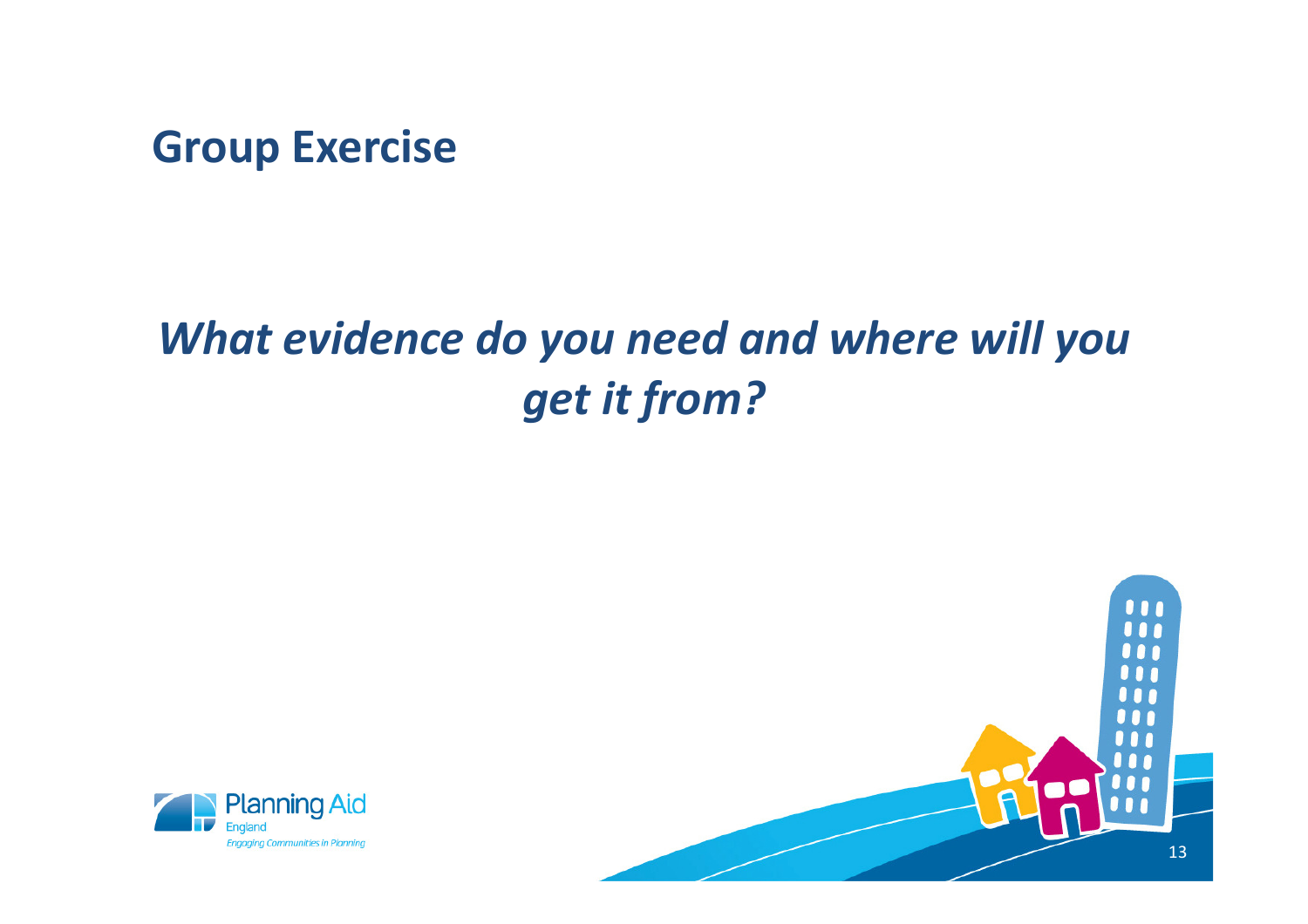## Group Exercise

***What evidence do you need and where will you get it from?***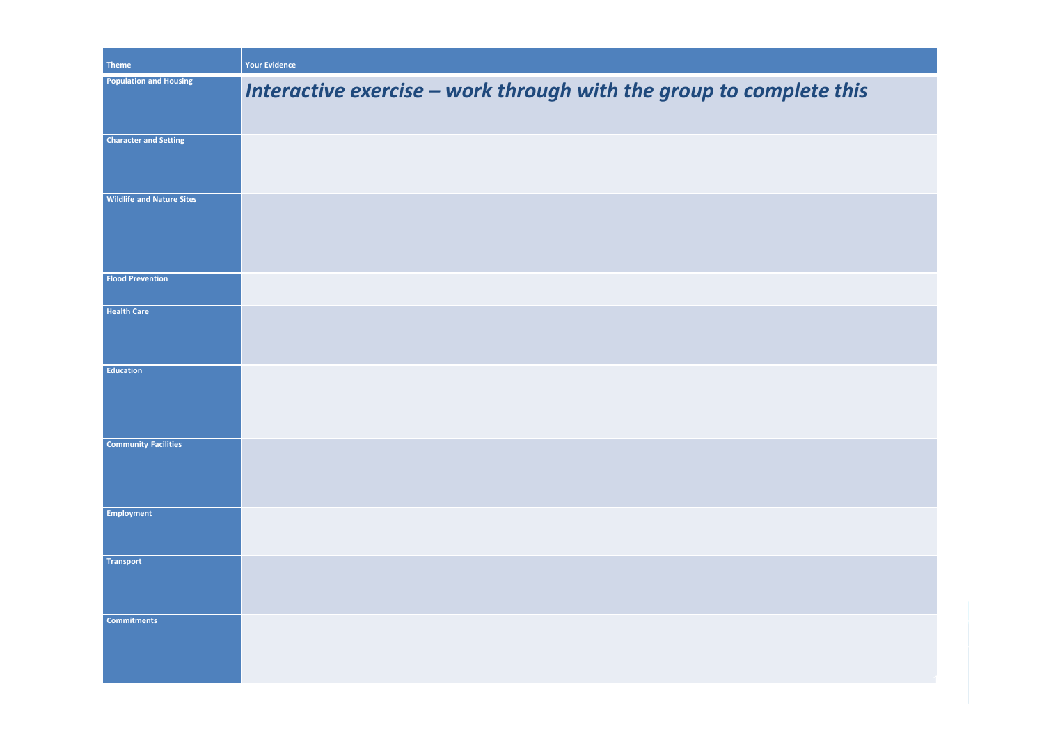| Theme | Your Evidence |
|---|---|
| Population and Housing | ***Interactive exercise – work through with the group to complete this*** |
| Character and Setting | |
| Wildlife and Nature Sites | |
| Flood Prevention | |
| Health Care | |
| Education | |
| Community Facilities | |
| Employment | |
| Transport | |
| Commitments | |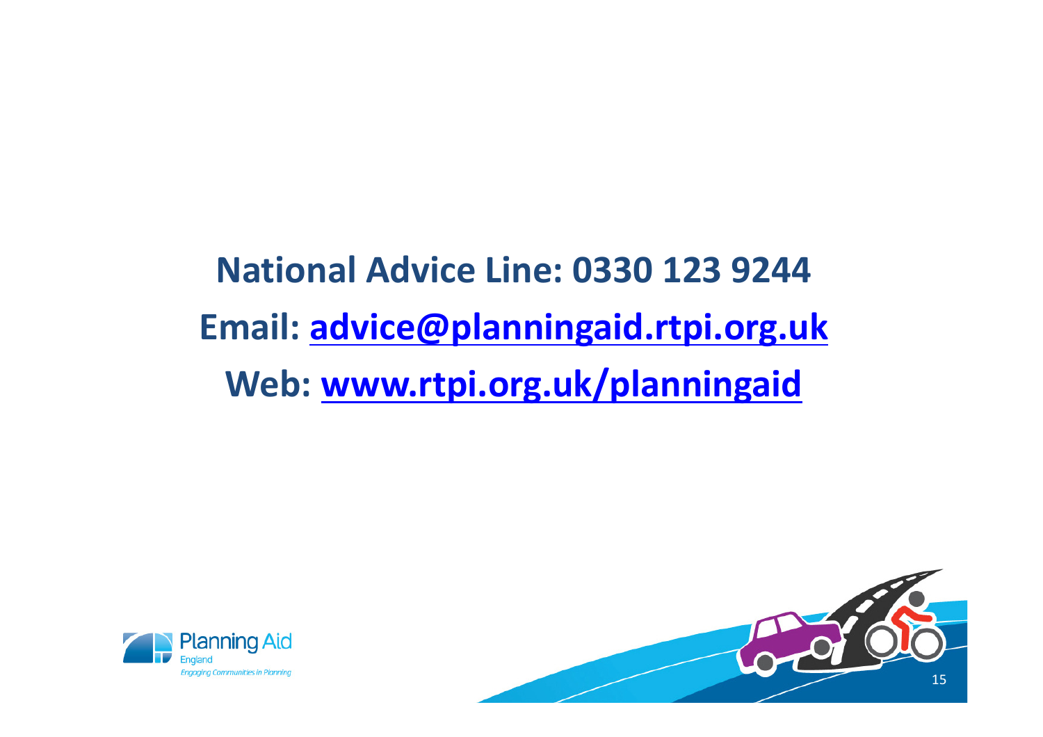**National Advice Line: 0330 123 9244**

**Email: advice@planningaid.rtpi.org.uk**

**Web: www.rtpi.org.uk/planningaid**

Planning Aid
England
*Engaging Communities in Planning*